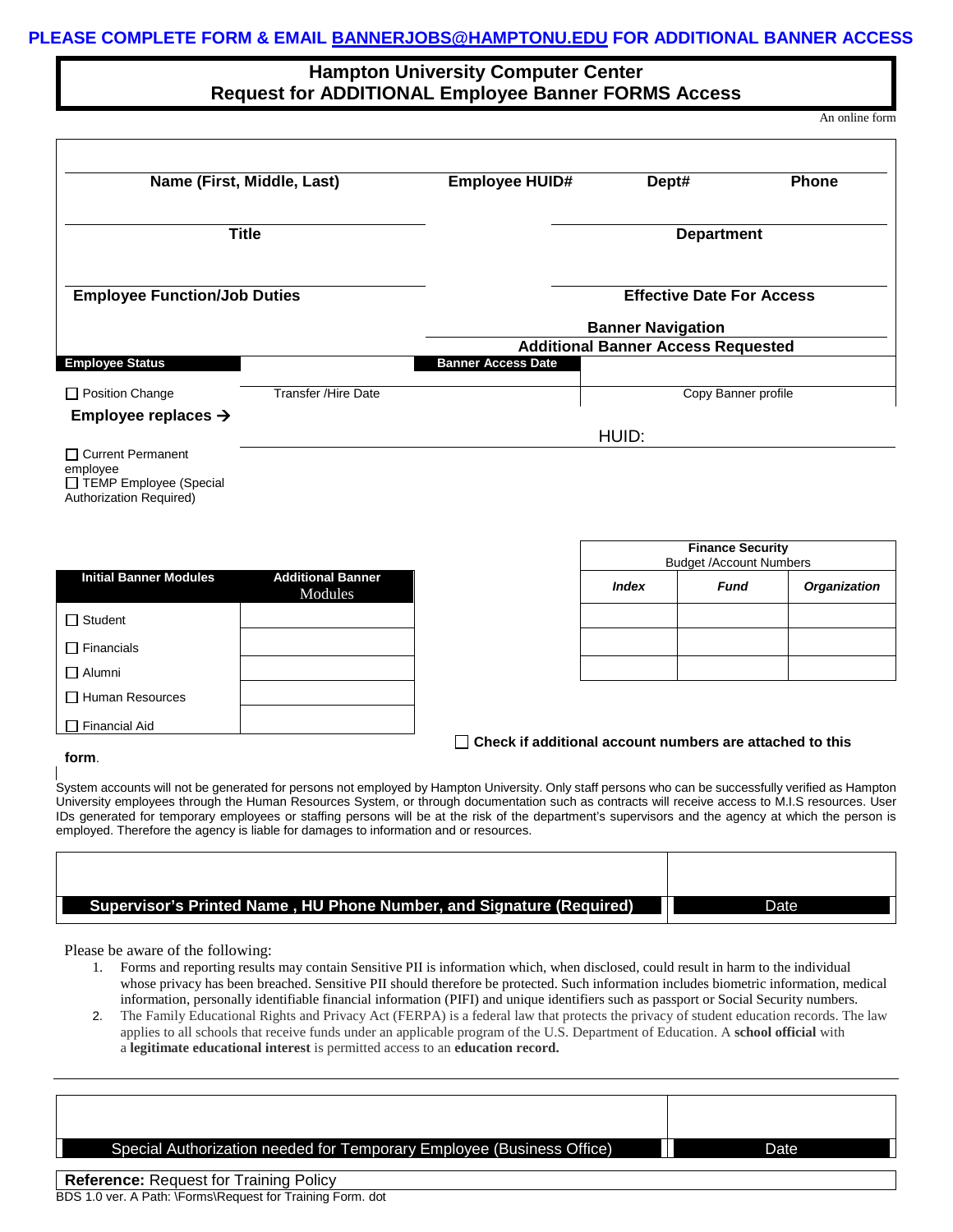**PLEASE COMPLETE FORM & EMAIL BANNERJOBS@HAMPTONU.EDU FOR ADDITIONAL BANNER ACCESS**

# Hampton University Computer Center
## Request for ADDITIONAL Employee Banner FORMS Access

An online form

| Name (First, Middle, Last) | Employee HUID# | Dept# | Phone |
|---|---|---|---|

| Title | Department |
|---|---|

| Employee Function/Job Duties | Effective Date For Access |
|---|---|

**Banner Navigation**

**Additional Banner Access Requested**

| Employee Status | | Banner Access Date | |
|---|---|---|---|
| ☐ Position Change | Transfer /Hire Date | | Copy Banner profile |

**Employee replaces →**

HUID:

☐ Current Permanent employee
☐ TEMP Employee (Special Authorization Required)

| Initial Banner Modules | Additional Banner Modules |
|---|---|
| ☐ Student | |
| ☐ Financials | |
| ☐ Alumni | |
| ☐ Human Resources | |
| ☐ Financial Aid | |

| Finance Security Budget /Account Numbers | | |
|---|---|---|
| ***Index*** | ***Fund*** | ***Organization*** |
| | | |
| | | |
| | | |

☐ **Check if additional account numbers are attached to this form**.

System accounts will not be generated for persons not employed by Hampton University. Only staff persons who can be successfully verified as Hampton University employees through the Human Resources System, or through documentation such as contracts will receive access to M.I.S resources. User IDs generated for temporary employees or staffing persons will be at the risk of the department's supervisors and the agency at which the person is employed. Therefore the agency is liable for damages to information and or resources.

| **Supervisor's Printed Name , HU Phone Number, and Signature (Required)** | Date |
|---|---|

Please be aware of the following:

1. Forms and reporting results may contain Sensitive PII is information which, when disclosed, could result in harm to the individual whose privacy has been breached. Sensitive PII should therefore be protected. Such information includes biometric information, medical information, personally identifiable financial information (PIFI) and unique identifiers such as passport or Social Security numbers.
2. The Family Educational Rights and Privacy Act (FERPA) is a federal law that protects the privacy of student education records. The law applies to all schools that receive funds under an applicable program of the U.S. Department of Education. A **school official** with a **legitimate educational interest** is permitted access to an **education record.**

---

| Special Authorization needed for Temporary Employee (Business Office) | Date |
|---|---|

**Reference:** Request for Training Policy

BDS 1.0 ver. A Path: \Forms\Request for Training Form. dot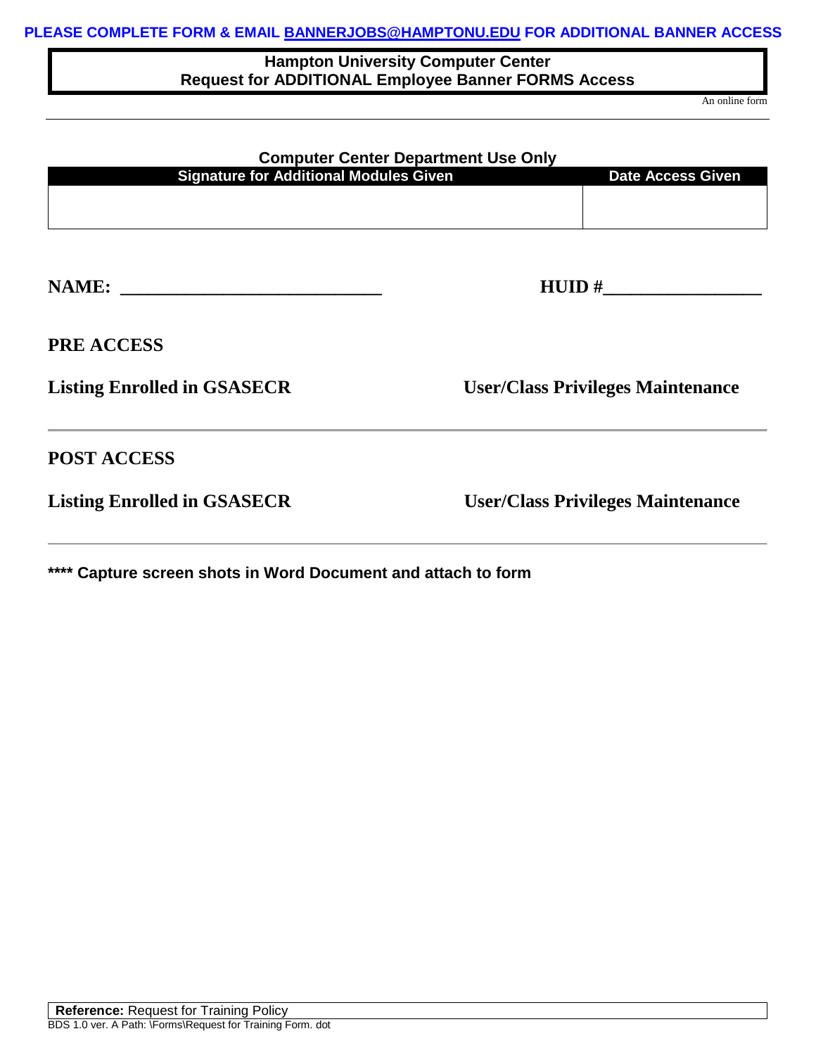**PLEASE COMPLETE FORM & EMAIL [BANNERJOBS@HAMPTONU.EDU](mailto:BANNERJOBS@HAMPTONU.EDU) FOR ADDITIONAL BANNER ACCESS**

## Hampton University Computer Center
## Request for ADDITIONAL Employee Banner FORMS Access

An online form

---

**Computer Center Department Use Only**

| Signature for Additional Modules Given | Date Access Given |
|---|---|
| | |

**NAME:** ____________________________ **HUID #**_________________

**PRE ACCESS**

**Listing Enrolled in GSASECR** **User/Class Privileges Maintenance**

---

**POST ACCESS**

**Listing Enrolled in GSASECR** **User/Class Privileges Maintenance**

---

**\*\*\*\* Capture screen shots in Word Document and attach to form**

**Reference:** Request for Training Policy

BDS 1.0 ver. A Path: \Forms\Request for Training Form. dot